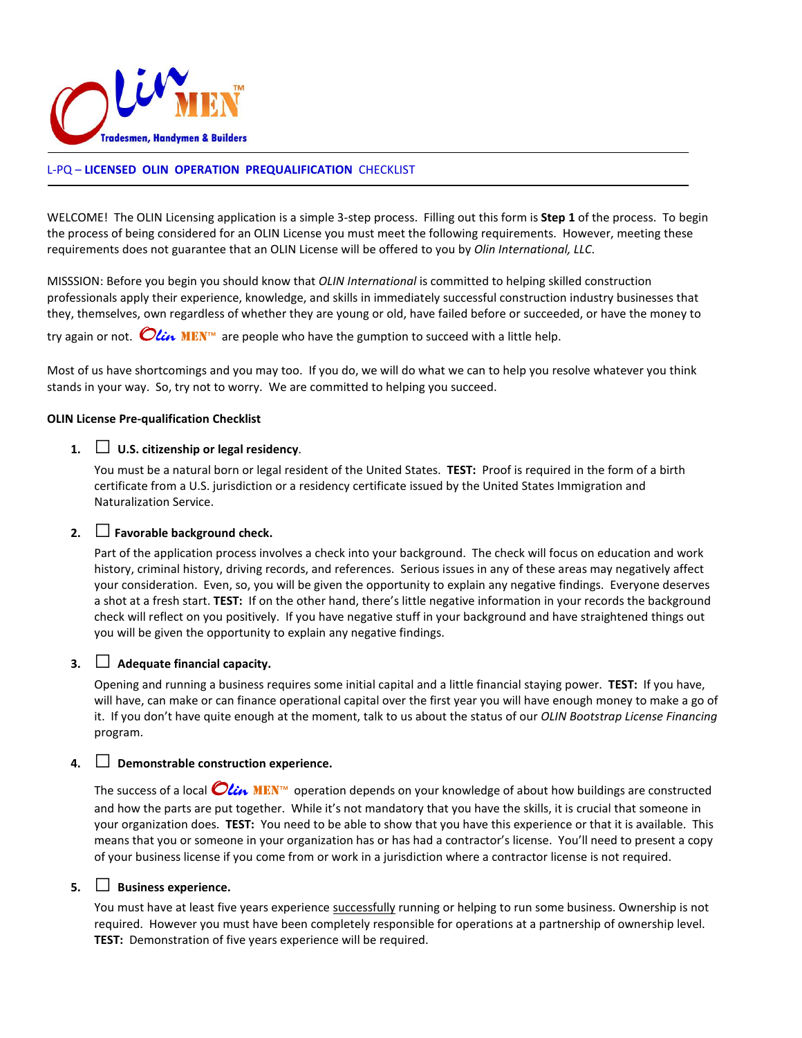Olin MEN™

Tradesmen, Handymen & Builders

L-PQ – **LICENSED OLIN OPERATION PREQUALIFICATION** CHECKLIST

WELCOME! The OLIN Licensing application is a simple 3-step process. Filling out this form is **Step 1** of the process. To begin the process of being considered for an OLIN License you must meet the following requirements. However, meeting these requirements does not guarantee that an OLIN License will be offered to you by *Olin International, LLC*.

MISSSION: Before you begin you should know that *OLIN International* is committed to helping skilled construction professionals apply their experience, knowledge, and skills in immediately successful construction industry businesses that they, themselves, own regardless of whether they are young or old, have failed before or succeeded, or have the money to try again or not. Olin MEN™ are people who have the gumption to succeed with a little help.

Most of us have shortcomings and you may too. If you do, we will do what we can to help you resolve whatever you think stands in your way. So, try not to worry. We are committed to helping you succeed.

**OLIN License Pre-qualification Checklist**

1. ☐ **U.S. citizenship or legal residency**.

   You must be a natural born or legal resident of the United States. **TEST:** Proof is required in the form of a birth certificate from a U.S. jurisdiction or a residency certificate issued by the United States Immigration and Naturalization Service.

2. ☐ **Favorable background check.**

   Part of the application process involves a check into your background. The check will focus on education and work history, criminal history, driving records, and references. Serious issues in any of these areas may negatively affect your consideration. Even, so, you will be given the opportunity to explain any negative findings. Everyone deserves a shot at a fresh start. **TEST:** If on the other hand, there's little negative information in your records the background check will reflect on you positively. If you have negative stuff in your background and have straightened things out you will be given the opportunity to explain any negative findings.

3. ☐ **Adequate financial capacity.**

   Opening and running a business requires some initial capital and a little financial staying power. **TEST:** If you have, will have, can make or can finance operational capital over the first year you will have enough money to make a go of it. If you don't have quite enough at the moment, talk to us about the status of our *OLIN Bootstrap License Financing* program.

4. ☐ **Demonstrable construction experience.**

   The success of a local Olin MEN™ operation depends on your knowledge of about how buildings are constructed and how the parts are put together. While it's not mandatory that you have the skills, it is crucial that someone in your organization does. **TEST:** You need to be able to show that you have this experience or that it is available. This means that you or someone in your organization has or has had a contractor's license. You'll need to present a copy of your business license if you come from or work in a jurisdiction where a contractor license is not required.

5. ☐ **Business experience.**

   You must have at least five years experience successfully running or helping to run some business. Ownership is not required. However you must have been completely responsible for operations at a partnership of ownership level. **TEST:** Demonstration of five years experience will be required.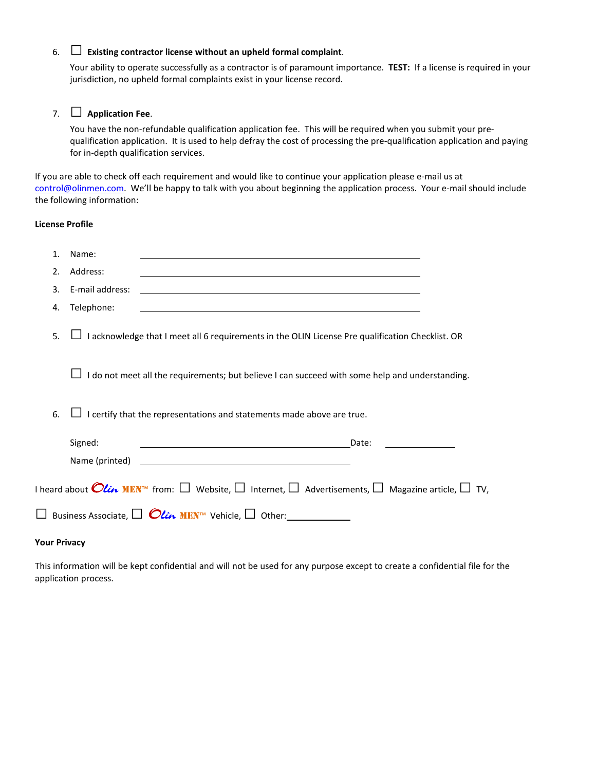6. ☐ **Existing contractor license without an upheld formal complaint**.

   Your ability to operate successfully as a contractor is of paramount importance. **TEST:** If a license is required in your jurisdiction, no upheld formal complaints exist in your license record.

7. ☐ **Application Fee**.

   You have the non-refundable qualification application fee. This will be required when you submit your pre-qualification application. It is used to help defray the cost of processing the pre-qualification application and paying for in-depth qualification services.

If you are able to check off each requirement and would like to continue your application please e-mail us at control@olinmen.com. We'll be happy to talk with you about beginning the application process. Your e-mail should include the following information:

**License Profile**

1. Name: ______________________________
2. Address: ______________________________
3. E-mail address: ______________________________
4. Telephone: ______________________________
5. ☐ I acknowledge that I meet all 6 requirements in the OLIN License Pre qualification Checklist. OR

   ☐ I do not meet all the requirements; but believe I can succeed with some help and understanding.

6. ☐ I certify that the representations and statements made above are true.

   Signed: ______________________________ Date: ______________

   Name (printed) ______________________________

I heard about Olin MEN™ from: ☐ Website, ☐ Internet, ☐ Advertisements, ☐ Magazine article, ☐ TV,

☐ Business Associate, ☐ Olin MEN™ Vehicle, ☐ Other: ______________

**Your Privacy**

This information will be kept confidential and will not be used for any purpose except to create a confidential file for the application process.